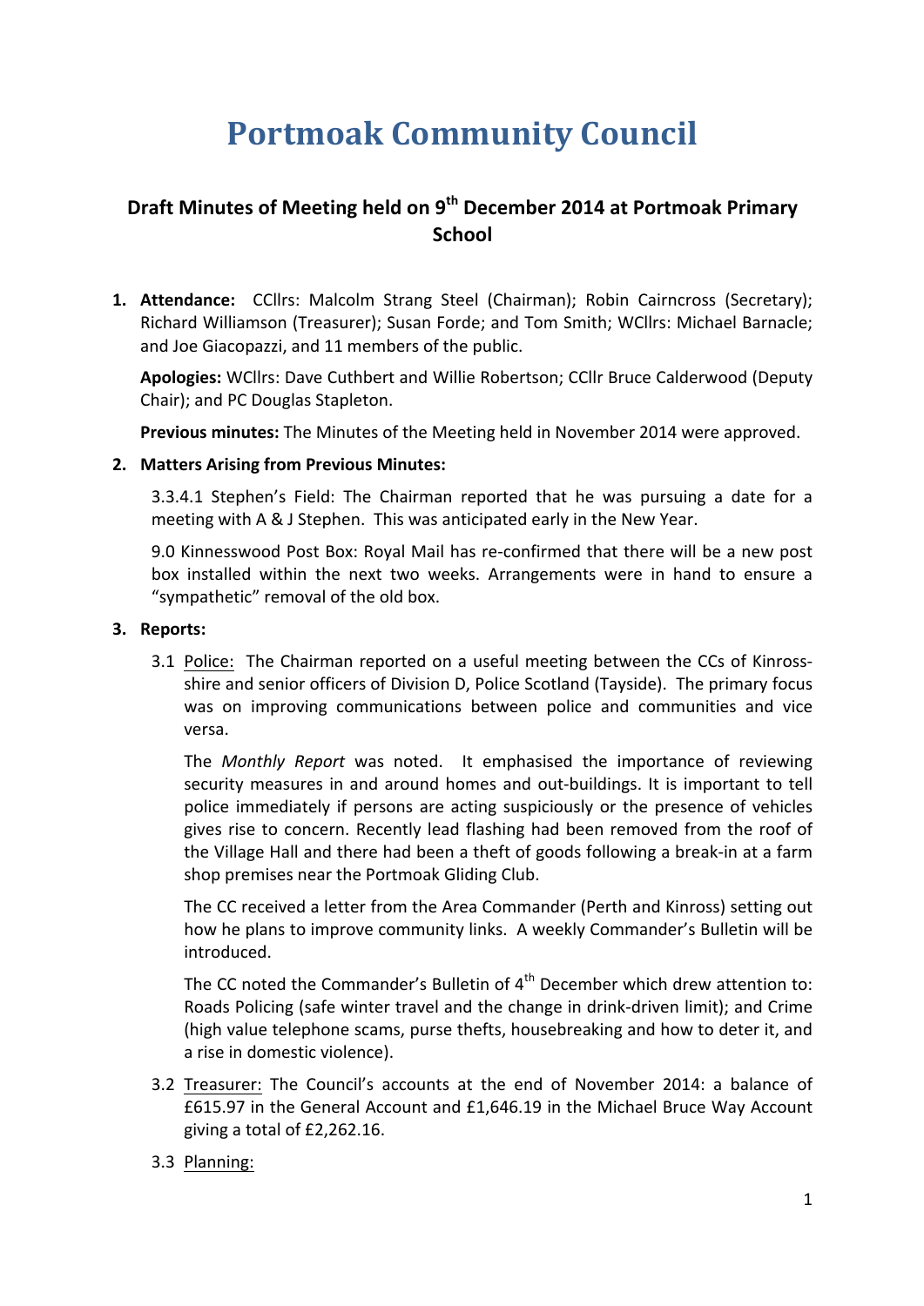# Portmoak Community Council

## Draft Minutes of Meeting held on 9th December 2014 at Portmoak Primary School

1. **Attendance:** CCllrs: Malcolm Strang Steel (Chairman); Robin Cairncross (Secretary); Richard Williamson (Treasurer); Susan Forde; and Tom Smith; WCllrs: Michael Barnacle; and Joe Giacopazzi, and 11 members of the public.

   **Apologies:** WCllrs: Dave Cuthbert and Willie Robertson; CCllr Bruce Calderwood (Deputy Chair); and PC Douglas Stapleton.

   **Previous minutes:** The Minutes of the Meeting held in November 2014 were approved.

2. **Matters Arising from Previous Minutes:**

   3.3.4.1 Stephen's Field: The Chairman reported that he was pursuing a date for a meeting with A & J Stephen. This was anticipated early in the New Year.

   9.0 Kinnesswood Post Box: Royal Mail has re-confirmed that there will be a new post box installed within the next two weeks. Arrangements were in hand to ensure a "sympathetic" removal of the old box.

3. **Reports:**

   3.1 Police: The Chairman reported on a useful meeting between the CCs of Kinross-shire and senior officers of Division D, Police Scotland (Tayside). The primary focus was on improving communications between police and communities and vice versa.

   The *Monthly Report* was noted. It emphasised the importance of reviewing security measures in and around homes and out-buildings. It is important to tell police immediately if persons are acting suspiciously or the presence of vehicles gives rise to concern. Recently lead flashing had been removed from the roof of the Village Hall and there had been a theft of goods following a break-in at a farm shop premises near the Portmoak Gliding Club.

   The CC received a letter from the Area Commander (Perth and Kinross) setting out how he plans to improve community links. A weekly Commander's Bulletin will be introduced.

   The CC noted the Commander's Bulletin of 4th December which drew attention to: Roads Policing (safe winter travel and the change in drink-driven limit); and Crime (high value telephone scams, purse thefts, housebreaking and how to deter it, and a rise in domestic violence).

   3.2 Treasurer: The Council's accounts at the end of November 2014: a balance of £615.97 in the General Account and £1,646.19 in the Michael Bruce Way Account giving a total of £2,262.16.

   3.3 Planning: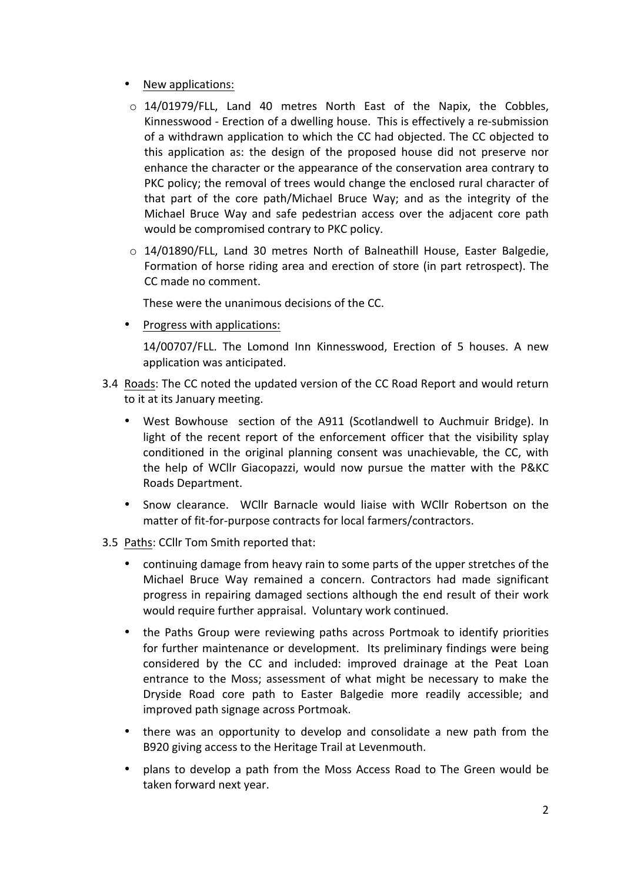- New applications:
  - 14/01979/FLL, Land 40 metres North East of the Napix, the Cobbles, Kinnesswood - Erection of a dwelling house. This is effectively a re-submission of a withdrawn application to which the CC had objected. The CC objected to this application as: the design of the proposed house did not preserve nor enhance the character or the appearance of the conservation area contrary to PKC policy; the removal of trees would change the enclosed rural character of that part of the core path/Michael Bruce Way; and as the integrity of the Michael Bruce Way and safe pedestrian access over the adjacent core path would be compromised contrary to PKC policy.
  - 14/01890/FLL, Land 30 metres North of Balneathill House, Easter Balgedie, Formation of horse riding area and erection of store (in part retrospect). The CC made no comment.

  These were the unanimous decisions of the CC.

- Progress with applications:

  14/00707/FLL. The Lomond Inn Kinnesswood, Erection of 5 houses. A new application was anticipated.

3.4 Roads: The CC noted the updated version of the CC Road Report and would return to it at its January meeting.

- West Bowhouse section of the A911 (Scotlandwell to Auchmuir Bridge). In light of the recent report of the enforcement officer that the visibility splay conditioned in the original planning consent was unachievable, the CC, with the help of WCllr Giacopazzi, would now pursue the matter with the P&KC Roads Department.
- Snow clearance. WCllr Barnacle would liaise with WCllr Robertson on the matter of fit-for-purpose contracts for local farmers/contractors.

3.5 Paths: CCllr Tom Smith reported that:

- continuing damage from heavy rain to some parts of the upper stretches of the Michael Bruce Way remained a concern. Contractors had made significant progress in repairing damaged sections although the end result of their work would require further appraisal. Voluntary work continued.
- the Paths Group were reviewing paths across Portmoak to identify priorities for further maintenance or development. Its preliminary findings were being considered by the CC and included: improved drainage at the Peat Loan entrance to the Moss; assessment of what might be necessary to make the Dryside Road core path to Easter Balgedie more readily accessible; and improved path signage across Portmoak.
- there was an opportunity to develop and consolidate a new path from the B920 giving access to the Heritage Trail at Levenmouth.
- plans to develop a path from the Moss Access Road to The Green would be taken forward next year.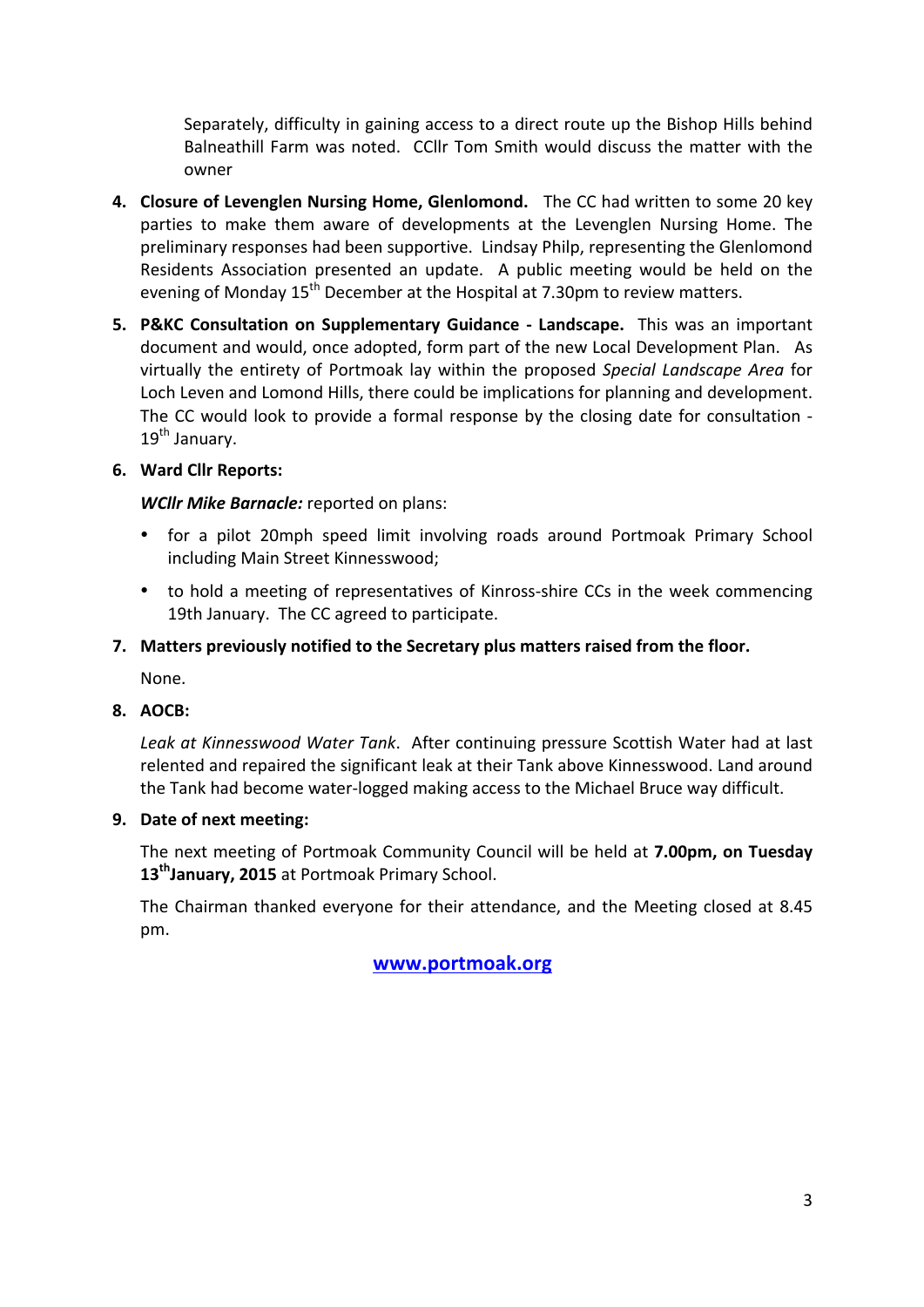Separately, difficulty in gaining access to a direct route up the Bishop Hills behind Balneathill Farm was noted. CCllr Tom Smith would discuss the matter with the owner

4. **Closure of Levenglen Nursing Home, Glenlomond.** The CC had written to some 20 key parties to make them aware of developments at the Levenglen Nursing Home. The preliminary responses had been supportive. Lindsay Philp, representing the Glenlomond Residents Association presented an update. A public meeting would be held on the evening of Monday 15th December at the Hospital at 7.30pm to review matters.

5. **P&KC Consultation on Supplementary Guidance - Landscape.** This was an important document and would, once adopted, form part of the new Local Development Plan. As virtually the entirety of Portmoak lay within the proposed *Special Landscape Area* for Loch Leven and Lomond Hills, there could be implications for planning and development. The CC would look to provide a formal response by the closing date for consultation - 19th January.

6. **Ward Cllr Reports:**

   ***WCllr Mike Barnacle:*** reported on plans:

   - for a pilot 20mph speed limit involving roads around Portmoak Primary School including Main Street Kinnesswood;
   - to hold a meeting of representatives of Kinross-shire CCs in the week commencing 19th January. The CC agreed to participate.

7. **Matters previously notified to the Secretary plus matters raised from the floor.**

   None.

8. **AOCB:**

   *Leak at Kinnesswood Water Tank*. After continuing pressure Scottish Water had at last relented and repaired the significant leak at their Tank above Kinnesswood. Land around the Tank had become water-logged making access to the Michael Bruce way difficult.

9. **Date of next meeting:**

   The next meeting of Portmoak Community Council will be held at **7.00pm, on Tuesday 13th January, 2015** at Portmoak Primary School.

   The Chairman thanked everyone for their attendance, and the Meeting closed at 8.45 pm.

**www.portmoak.org**